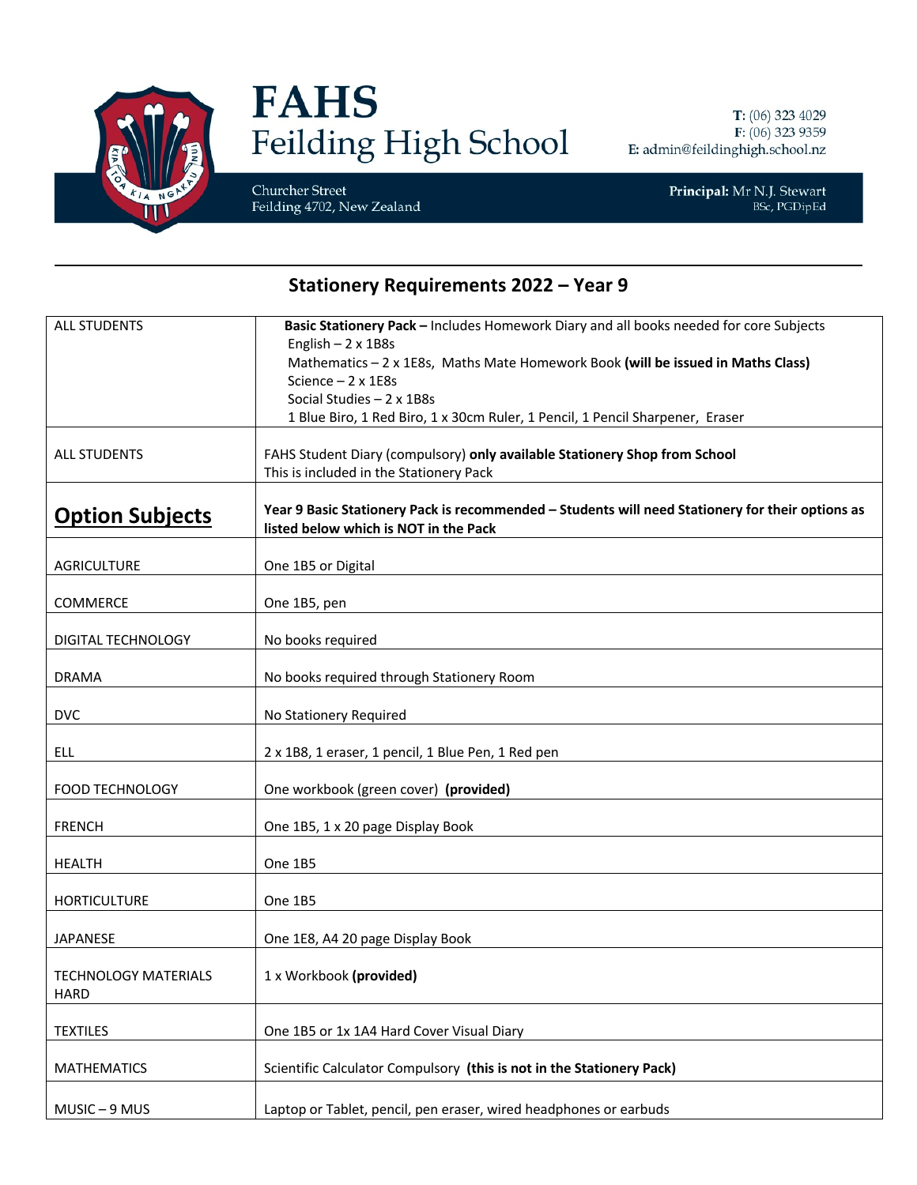# FAHS
## Feilding High School

Churcher Street
Feilding 4702, New Zealand

**T:** (06) 323 4029
**F:** (06) 323 9359
**E:** admin@feildinghigh.school.nz

**Principal:** Mr N.J. Stewart
BSc, PGDipEd

---

## Stationery Requirements 2022 – Year 9

| | |
|---|---|
| ALL STUDENTS | **Basic Stationery Pack –** Includes Homework Diary and all books needed for core Subjects<br>English – 2 x 1B8s<br>Mathematics – 2 x 1E8s, Maths Mate Homework Book **(will be issued in Maths Class)**<br>Science – 2 x 1E8s<br>Social Studies – 2 x 1B8s<br>1 Blue Biro, 1 Red Biro, 1 x 30cm Ruler, 1 Pencil, 1 Pencil Sharpener, Eraser |
| ALL STUDENTS | FAHS Student Diary (compulsory) **only available Stationery Shop from School**<br>This is included in the Stationery Pack |
| **Option Subjects** | **Year 9 Basic Stationery Pack is recommended – Students will need Stationery for their options as listed below which is NOT in the Pack** |
| AGRICULTURE | One 1B5 or Digital |
| COMMERCE | One 1B5, pen |
| DIGITAL TECHNOLOGY | No books required |
| DRAMA | No books required through Stationery Room |
| DVC | No Stationery Required |
| ELL | 2 x 1B8, 1 eraser, 1 pencil, 1 Blue Pen, 1 Red pen |
| FOOD TECHNOLOGY | One workbook (green cover) **(provided)** |
| FRENCH | One 1B5, 1 x 20 page Display Book |
| HEALTH | One 1B5 |
| HORTICULTURE | One 1B5 |
| JAPANESE | One 1E8, A4 20 page Display Book |
| TECHNOLOGY MATERIALS HARD | 1 x Workbook **(provided)** |
| TEXTILES | One 1B5 or 1x 1A4 Hard Cover Visual Diary |
| MATHEMATICS | Scientific Calculator Compulsory **(this is not in the Stationery Pack)** |
| MUSIC – 9 MUS | Laptop or Tablet, pencil, pen eraser, wired headphones or earbuds |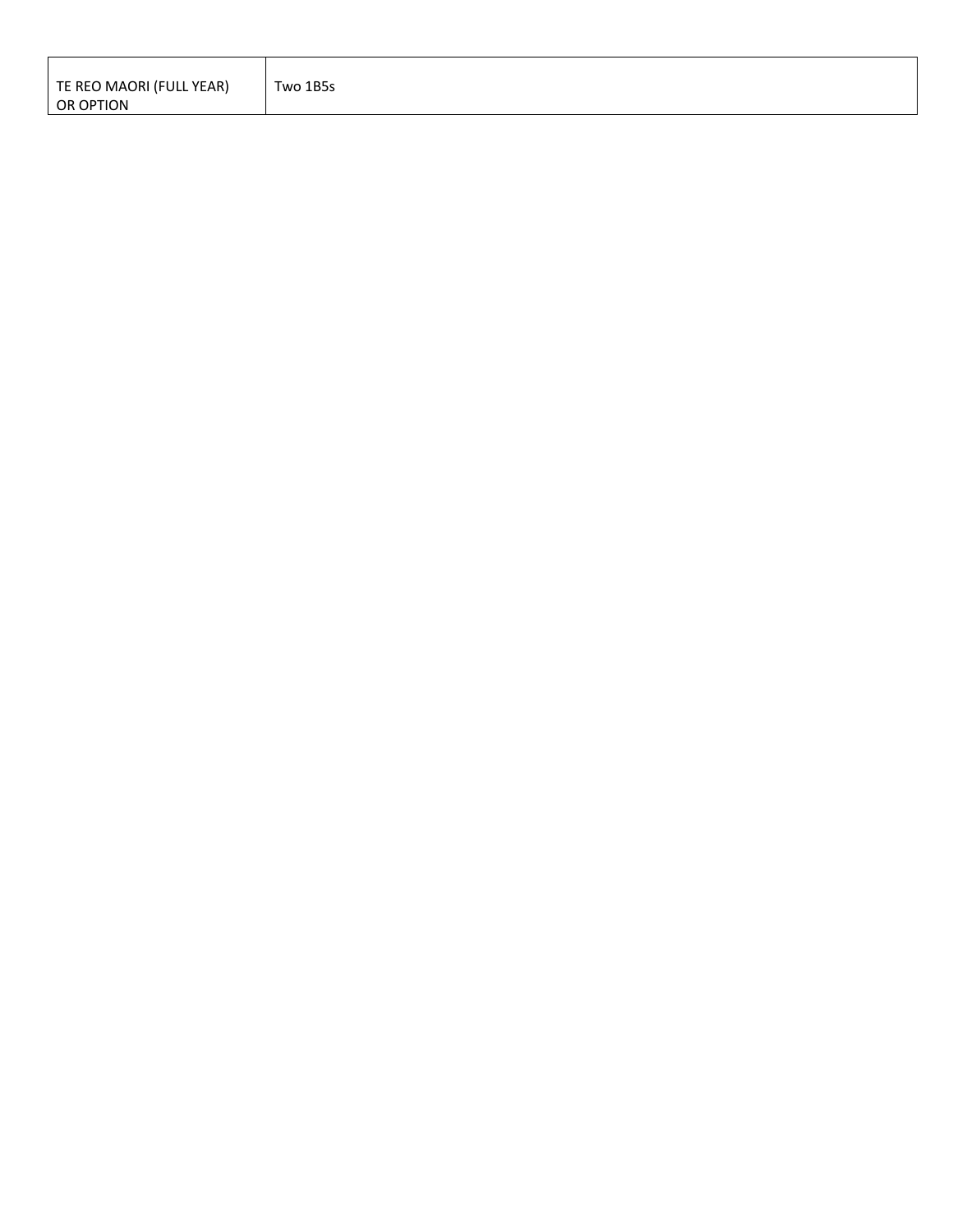| | |
|---|---|
| TE REO MAORI (FULL YEAR) OR OPTION | Two 1B5s |